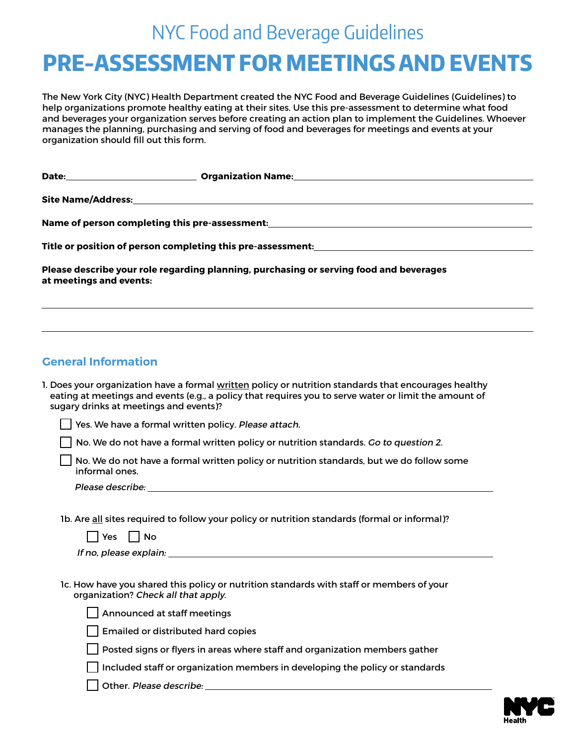NYC Food and Beverage Guidelines

# PRE-ASSESSMENT FOR MEETINGS AND EVENTS

The New York City (NYC) Health Department created the NYC Food and Beverage Guidelines (Guidelines) to help organizations promote healthy eating at their sites. Use this pre-assessment to determine what food and beverages your organization serves before creating an action plan to implement the Guidelines. Whoever manages the planning, purchasing and serving of food and beverages for meetings and events at your organization should fill out this form.

**Date:** ______________________ **Organization Name:** ________________________________________

**Site Name/Address:** ________________________________________________________________

**Name of person completing this pre-assessment:** ______________________________________

**Title or position of person completing this pre-assessment:** ___________________________

**Please describe your role regarding planning, purchasing or serving food and beverages at meetings and events:**

________________________________________________________________________________

________________________________________________________________________________

## General Information

1. Does your organization have a formal written policy or nutrition standards that encourages healthy eating at meetings and events (e.g., a policy that requires you to serve water or limit the amount of sugary drinks at meetings and events)?

   - ☐ Yes. We have a formal written policy. *Please attach.*
   - ☐ No. We do not have a formal written policy or nutrition standards. *Go to question 2.*
   - ☐ No. We do not have a formal written policy or nutrition standards, but we do follow some informal ones.

     *Please describe:* ____________________________________________________________

   1b. Are all sites required to follow your policy or nutrition standards (formal or informal)?

   ☐ Yes ☐ No

   *If no, please explain:* ____________________________________________________________

   1c. How have you shared this policy or nutrition standards with staff or members of your organization? *Check all that apply.*

   - ☐ Announced at staff meetings
   - ☐ Emailed or distributed hard copies
   - ☐ Posted signs or flyers in areas where staff and organization members gather
   - ☐ Included staff or organization members in developing the policy or standards
   - ☐ Other. *Please describe:* ____________________________________________________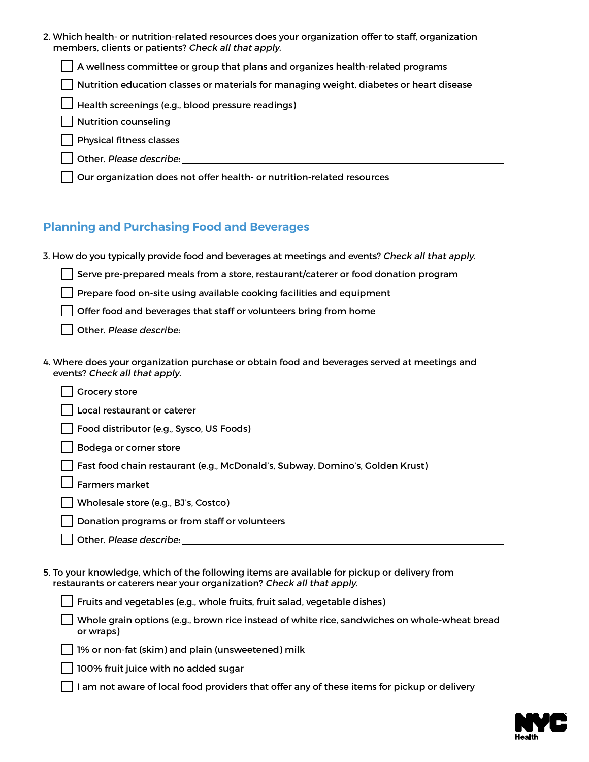2. Which health- or nutrition-related resources does your organization offer to staff, organization members, clients or patients? *Check all that apply.*

   - [ ] A wellness committee or group that plans and organizes health-related programs
   - [ ] Nutrition education classes or materials for managing weight, diabetes or heart disease
   - [ ] Health screenings (e.g., blood pressure readings)
   - [ ] Nutrition counseling
   - [ ] Physical fitness classes
   - [ ] Other. *Please describe:* ______________________________
   - [ ] Our organization does not offer health- or nutrition-related resources

## Planning and Purchasing Food and Beverages

3. How do you typically provide food and beverages at meetings and events? *Check all that apply.*

   - [ ] Serve pre-prepared meals from a store, restaurant/caterer or food donation program
   - [ ] Prepare food on-site using available cooking facilities and equipment
   - [ ] Offer food and beverages that staff or volunteers bring from home
   - [ ] Other. *Please describe:* ______________________________

4. Where does your organization purchase or obtain food and beverages served at meetings and events? *Check all that apply.*

   - [ ] Grocery store
   - [ ] Local restaurant or caterer
   - [ ] Food distributor (e.g., Sysco, US Foods)
   - [ ] Bodega or corner store
   - [ ] Fast food chain restaurant (e.g., McDonald's, Subway, Domino's, Golden Krust)
   - [ ] Farmers market
   - [ ] Wholesale store (e.g., BJ's, Costco)
   - [ ] Donation programs or from staff or volunteers
   - [ ] Other. *Please describe:* ______________________________

5. To your knowledge, which of the following items are available for pickup or delivery from restaurants or caterers near your organization? *Check all that apply.*

   - [ ] Fruits and vegetables (e.g., whole fruits, fruit salad, vegetable dishes)
   - [ ] Whole grain options (e.g., brown rice instead of white rice, sandwiches on whole-wheat bread or wraps)
   - [ ] 1% or non-fat (skim) and plain (unsweetened) milk
   - [ ] 100% fruit juice with no added sugar
   - [ ] I am not aware of local food providers that offer any of these items for pickup or delivery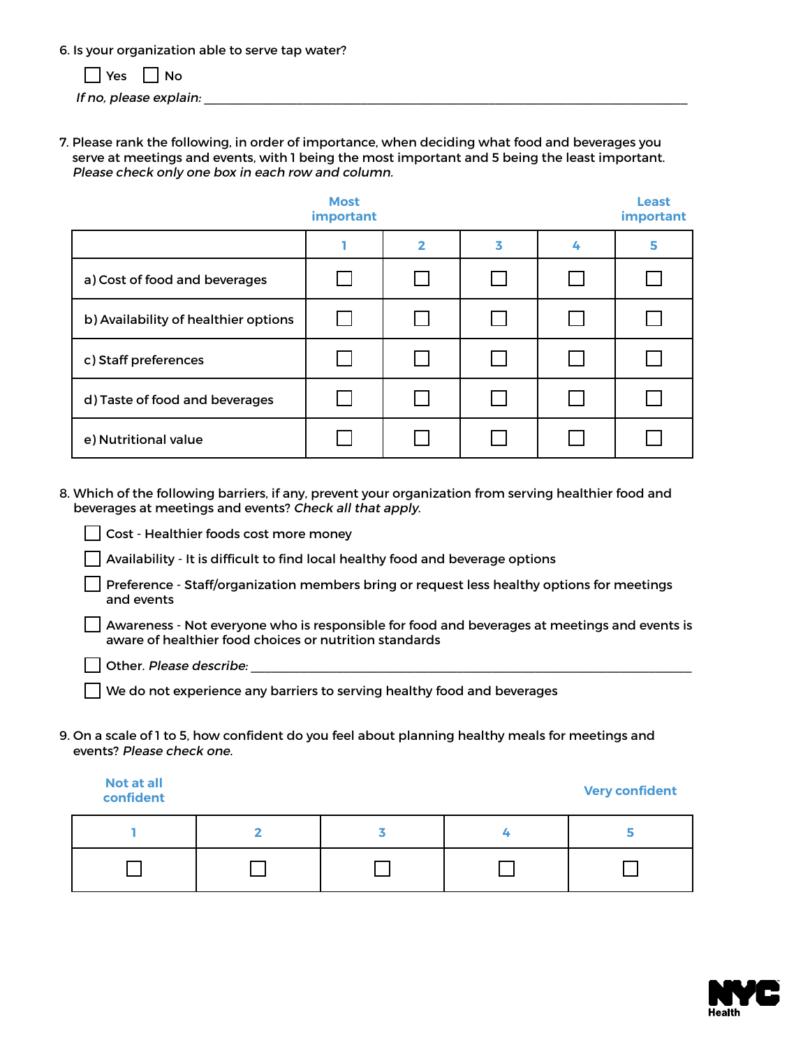6. Is your organization able to serve tap water?

☐ Yes ☐ No

*If no, please explain:* ____________________________________________

7. Please rank the following, in order of importance, when deciding what food and beverages you serve at meetings and events, with 1 being the most important and 5 being the least important. *Please check only one box in each row and column.*

| | Most important 1 | 2 | 3 | 4 | Least important 5 |
|---|---|---|---|---|---|
| a) Cost of food and beverages | ☐ | ☐ | ☐ | ☐ | ☐ |
| b) Availability of healthier options | ☐ | ☐ | ☐ | ☐ | ☐ |
| c) Staff preferences | ☐ | ☐ | ☐ | ☐ | ☐ |
| d) Taste of food and beverages | ☐ | ☐ | ☐ | ☐ | ☐ |
| e) Nutritional value | ☐ | ☐ | ☐ | ☐ | ☐ |

8. Which of the following barriers, if any, prevent your organization from serving healthier food and beverages at meetings and events? *Check all that apply.*

☐ Cost - Healthier foods cost more money

☐ Availability - It is difficult to find local healthy food and beverage options

☐ Preference - Staff/organization members bring or request less healthy options for meetings and events

☐ Awareness - Not everyone who is responsible for food and beverages at meetings and events is aware of healthier food choices or nutrition standards

☐ Other. *Please describe:* ____________________________________________

☐ We do not experience any barriers to serving healthy food and beverages

9. On a scale of 1 to 5, how confident do you feel about planning healthy meals for meetings and events? *Please check one.*

| Not at all confident 1 | 2 | 3 | 4 | Very confident 5 |
|---|---|---|---|---|
| ☐ | ☐ | ☐ | ☐ | ☐ |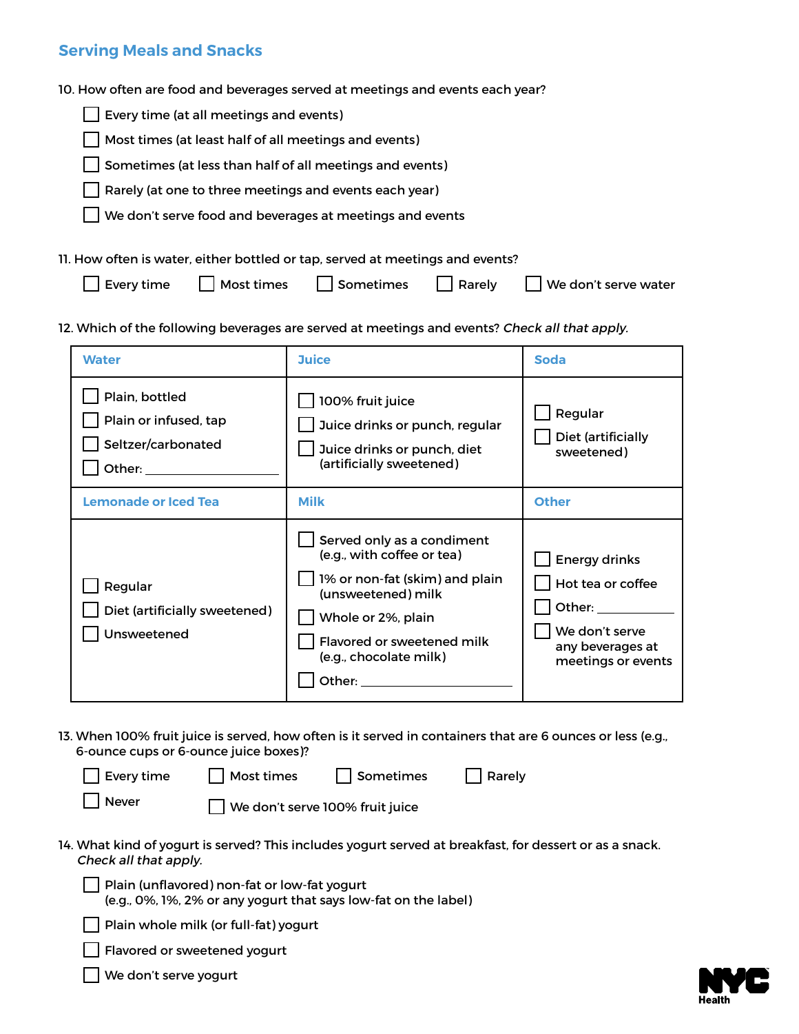## Serving Meals and Snacks

10. How often are food and beverages served at meetings and events each year?

- ☐ Every time (at all meetings and events)
- ☐ Most times (at least half of all meetings and events)
- ☐ Sometimes (at less than half of all meetings and events)
- ☐ Rarely (at one to three meetings and events each year)
- ☐ We don't serve food and beverages at meetings and events

11. How often is water, either bottled or tap, served at meetings and events?

☐ Every time ☐ Most times ☐ Sometimes ☐ Rarely ☐ We don't serve water

12. Which of the following beverages are served at meetings and events? *Check all that apply.*

| Water | Juice | Soda |
|---|---|---|
| ☐ Plain, bottled<br>☐ Plain or infused, tap<br>☐ Seltzer/carbonated<br>☐ Other: ____________ | ☐ 100% fruit juice<br>☐ Juice drinks or punch, regular<br>☐ Juice drinks or punch, diet (artificially sweetened) | ☐ Regular<br>☐ Diet (artificially sweetened) |
| **Lemonade or Iced Tea** | **Milk** | **Other** |
| ☐ Regular<br>☐ Diet (artificially sweetened)<br>☐ Unsweetened | ☐ Served only as a condiment (e.g., with coffee or tea)<br>☐ 1% or non-fat (skim) and plain (unsweetened) milk<br>☐ Whole or 2%, plain<br>☐ Flavored or sweetened milk (e.g., chocolate milk)<br>☐ Other: ____________ | ☐ Energy drinks<br>☐ Hot tea or coffee<br>☐ Other: ____________<br>☐ We don't serve any beverages at meetings or events |

13. When 100% fruit juice is served, how often is it served in containers that are 6 ounces or less (e.g., 6-ounce cups or 6-ounce juice boxes)?

☐ Every time ☐ Most times ☐ Sometimes ☐ Rarely

☐ Never ☐ We don't serve 100% fruit juice

14. What kind of yogurt is served? This includes yogurt served at breakfast, for dessert or as a snack. *Check all that apply.*

- ☐ Plain (unflavored) non-fat or low-fat yogurt (e.g., 0%, 1%, 2% or any yogurt that says low-fat on the label)
- ☐ Plain whole milk (or full-fat) yogurt
- ☐ Flavored or sweetened yogurt
- ☐ We don't serve yogurt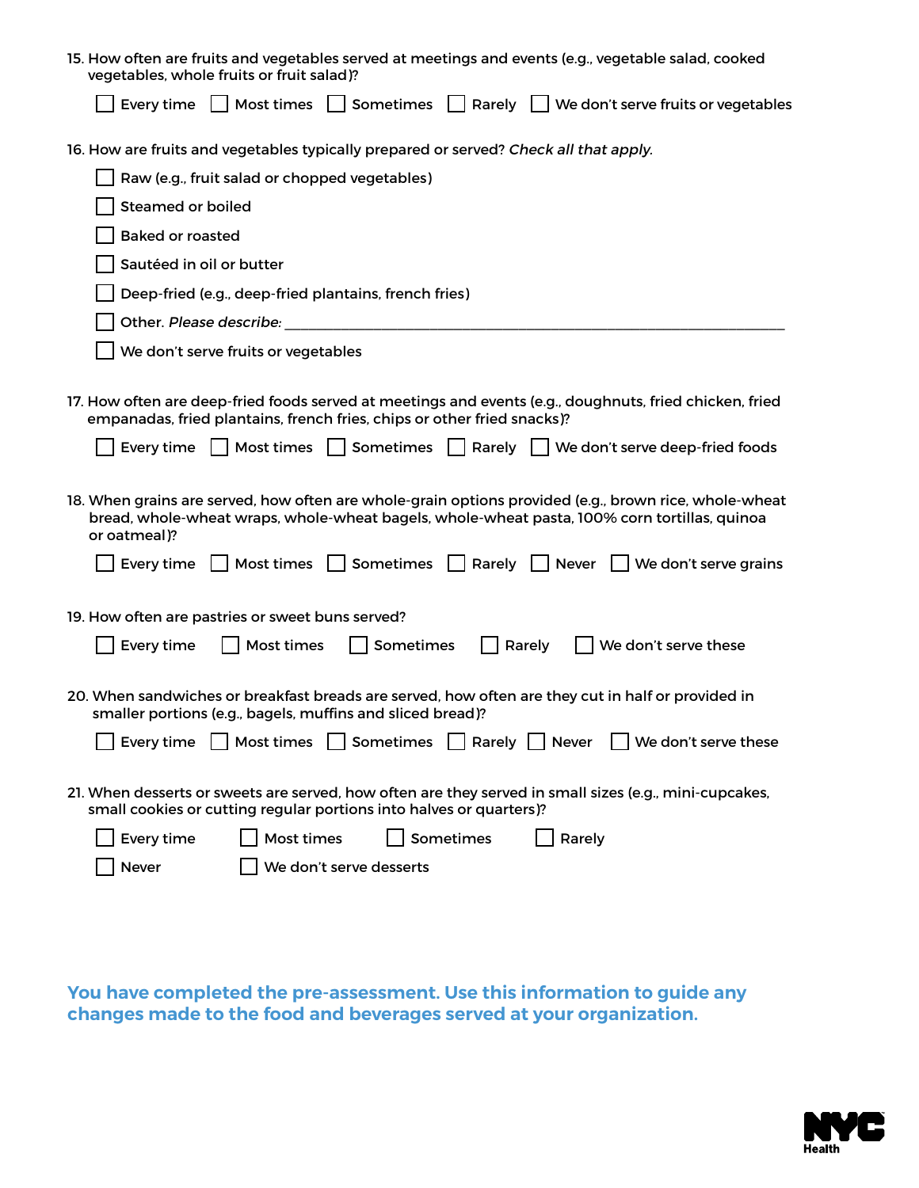15. How often are fruits and vegetables served at meetings and events (e.g., vegetable salad, cooked vegetables, whole fruits or fruit salad)?

☐ Every time ☐ Most times ☐ Sometimes ☐ Rarely ☐ We don't serve fruits or vegetables

16. How are fruits and vegetables typically prepared or served? *Check all that apply.*

☐ Raw (e.g., fruit salad or chopped vegetables)

☐ Steamed or boiled

☐ Baked or roasted

☐ Sautéed in oil or butter

☐ Deep-fried (e.g., deep-fried plantains, french fries)

☐ Other. *Please describe:* ___________________________________________

☐ We don't serve fruits or vegetables

17. How often are deep-fried foods served at meetings and events (e.g., doughnuts, fried chicken, fried empanadas, fried plantains, french fries, chips or other fried snacks)?

☐ Every time ☐ Most times ☐ Sometimes ☐ Rarely ☐ We don't serve deep-fried foods

18. When grains are served, how often are whole-grain options provided (e.g., brown rice, whole-wheat bread, whole-wheat wraps, whole-wheat bagels, whole-wheat pasta, 100% corn tortillas, quinoa or oatmeal)?

☐ Every time ☐ Most times ☐ Sometimes ☐ Rarely ☐ Never ☐ We don't serve grains

19. How often are pastries or sweet buns served?

☐ Every time ☐ Most times ☐ Sometimes ☐ Rarely ☐ We don't serve these

20. When sandwiches or breakfast breads are served, how often are they cut in half or provided in smaller portions (e.g., bagels, muffins and sliced bread)?

☐ Every time ☐ Most times ☐ Sometimes ☐ Rarely ☐ Never ☐ We don't serve these

21. When desserts or sweets are served, how often are they served in small sizes (e.g., mini-cupcakes, small cookies or cutting regular portions into halves or quarters)?

☐ Every time ☐ Most times ☐ Sometimes ☐ Rarely

☐ Never ☐ We don't serve desserts

**You have completed the pre-assessment. Use this information to guide any changes made to the food and beverages served at your organization.**

NYC Health